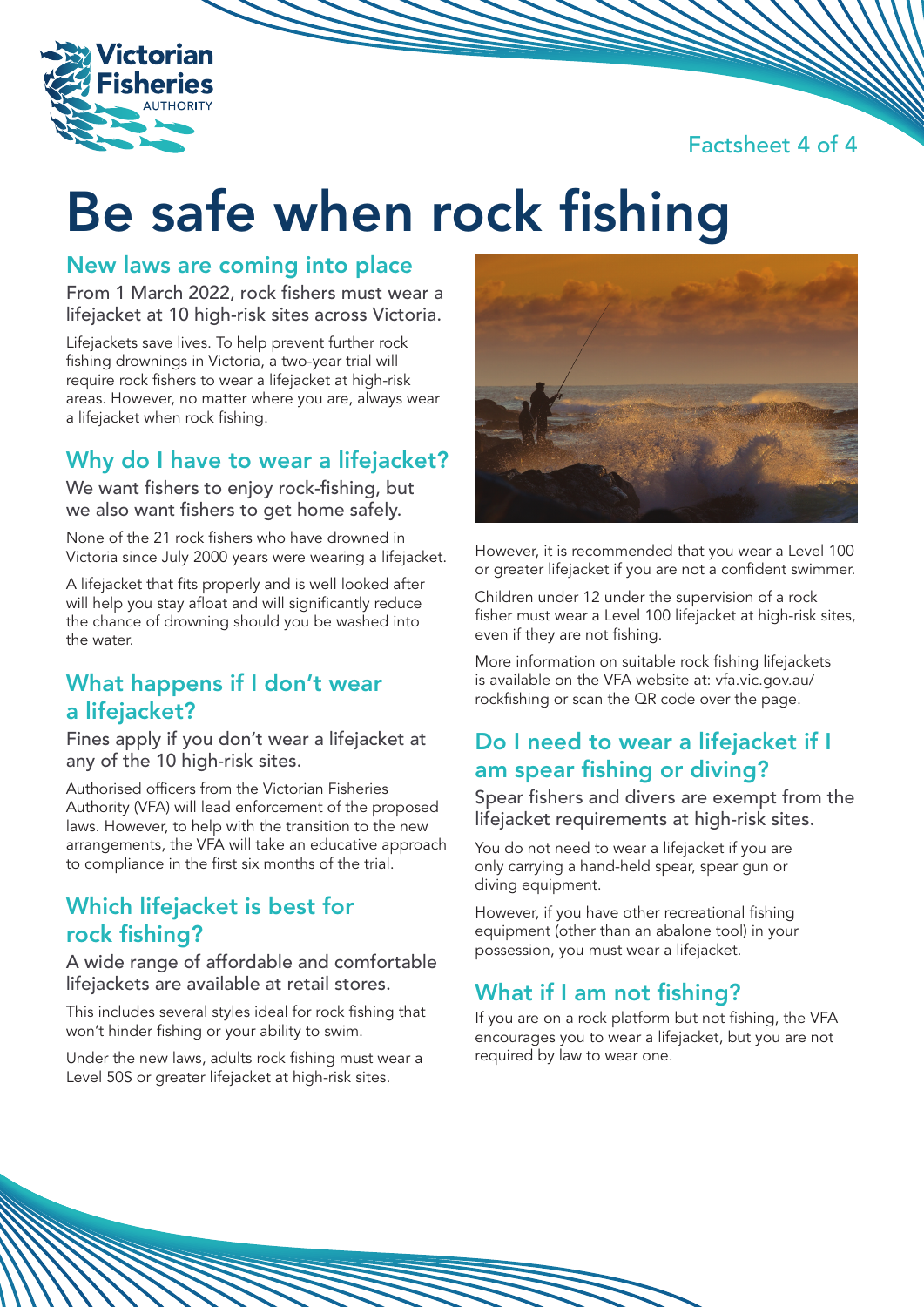Victorian Fisheries AUTHORITY

Factsheet 4 of 4

# Be safe when rock fishing

## New laws are coming into place

From 1 March 2022, rock fishers must wear a lifejacket at 10 high-risk sites across Victoria.

Lifejackets save lives. To help prevent further rock fishing drownings in Victoria, a two-year trial will require rock fishers to wear a lifejacket at high-risk areas. However, no matter where you are, always wear a lifejacket when rock fishing.

## Why do I have to wear a lifejacket?

We want fishers to enjoy rock-fishing, but we also want fishers to get home safely.

None of the 21 rock fishers who have drowned in Victoria since July 2000 years were wearing a lifejacket.

A lifejacket that fits properly and is well looked after will help you stay afloat and will significantly reduce the chance of drowning should you be washed into the water.

## What happens if I don't wear a lifejacket?

Fines apply if you don't wear a lifejacket at any of the 10 high-risk sites.

Authorised officers from the Victorian Fisheries Authority (VFA) will lead enforcement of the proposed laws. However, to help with the transition to the new arrangements, the VFA will take an educative approach to compliance in the first six months of the trial.

## Which lifejacket is best for rock fishing?

A wide range of affordable and comfortable lifejackets are available at retail stores.

This includes several styles ideal for rock fishing that won't hinder fishing or your ability to swim.

Under the new laws, adults rock fishing must wear a Level 50S or greater lifejacket at high-risk sites.

However, it is recommended that you wear a Level 100 or greater lifejacket if you are not a confident swimmer.

Children under 12 under the supervision of a rock fisher must wear a Level 100 lifejacket at high-risk sites, even if they are not fishing.

More information on suitable rock fishing lifejackets is available on the VFA website at: vfa.vic.gov.au/rockfishing or scan the QR code over the page.

## Do I need to wear a lifejacket if I am spear fishing or diving?

Spear fishers and divers are exempt from the lifejacket requirements at high-risk sites.

You do not need to wear a lifejacket if you are only carrying a hand-held spear, spear gun or diving equipment.

However, if you have other recreational fishing equipment (other than an abalone tool) in your possession, you must wear a lifejacket.

## What if I am not fishing?

If you are on a rock platform but not fishing, the VFA encourages you to wear a lifejacket, but you are not required by law to wear one.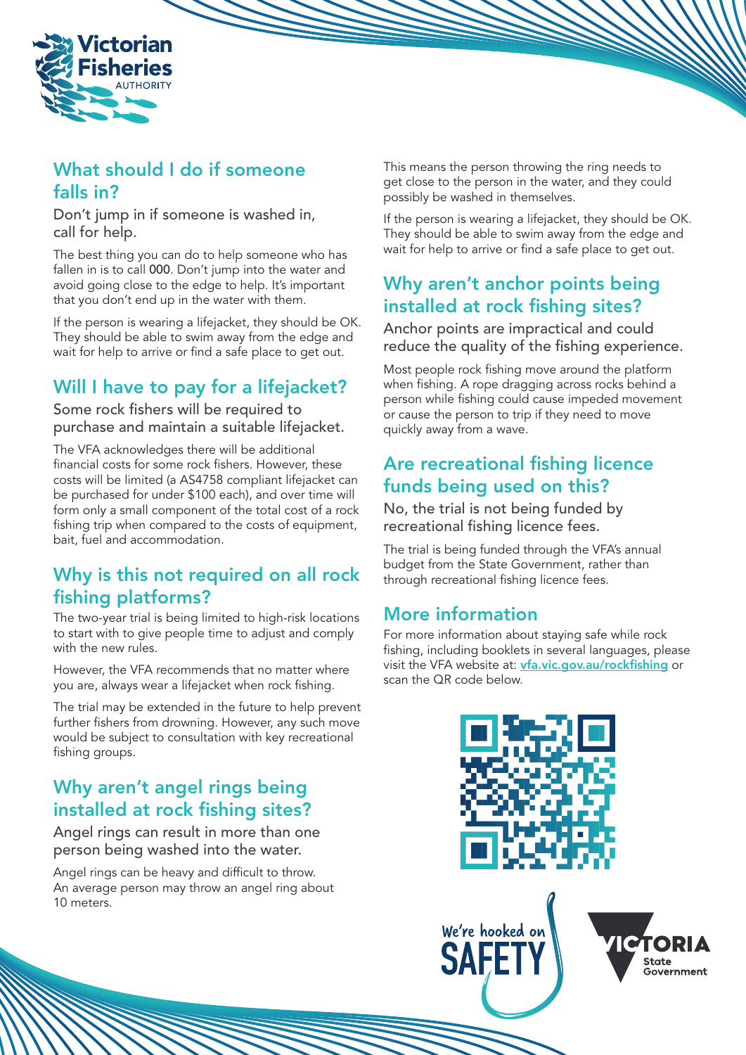## What should I do if someone falls in?

Don't jump in if someone is washed in, call for help.

The best thing you can do to help someone who has fallen in is to call 000. Don't jump into the water and avoid going close to the edge to help. It's important that you don't end up in the water with them.

If the person is wearing a lifejacket, they should be OK. They should be able to swim away from the edge and wait for help to arrive or find a safe place to get out.

## Will I have to pay for a lifejacket?

Some rock fishers will be required to purchase and maintain a suitable lifejacket.

The VFA acknowledges there will be additional financial costs for some rock fishers. However, these costs will be limited (a AS4758 compliant lifejacket can be purchased for under $100 each), and over time will form only a small component of the total cost of a rock fishing trip when compared to the costs of equipment, bait, fuel and accommodation.

## Why is this not required on all rock fishing platforms?

The two-year trial is being limited to high-risk locations to start with to give people time to adjust and comply with the new rules.

However, the VFA recommends that no matter where you are, always wear a lifejacket when rock fishing.

The trial may be extended in the future to help prevent further fishers from drowning. However, any such move would be subject to consultation with key recreational fishing groups.

## Why aren't angel rings being installed at rock fishing sites?

Angel rings can result in more than one person being washed into the water.

Angel rings can be heavy and difficult to throw. An average person may throw an angel ring about 10 meters.

This means the person throwing the ring needs to get close to the person in the water, and they could possibly be washed in themselves.

If the person is wearing a lifejacket, they should be OK. They should be able to swim away from the edge and wait for help to arrive or find a safe place to get out.

## Why aren't anchor points being installed at rock fishing sites?

Anchor points are impractical and could reduce the quality of the fishing experience.

Most people rock fishing move around the platform when fishing. A rope dragging across rocks behind a person while fishing could cause impeded movement or cause the person to trip if they need to move quickly away from a wave.

## Are recreational fishing licence funds being used on this?

No, the trial is not being funded by recreational fishing licence fees.

The trial is being funded through the VFA's annual budget from the State Government, rather than through recreational fishing licence fees.

## More information

For more information about staying safe while rock fishing, including booklets in several languages, please visit the VFA website at: **vfa.vic.gov.au/rockfishing** or scan the QR code below.

We're hooked on SAFETY

VICTORIA State Government